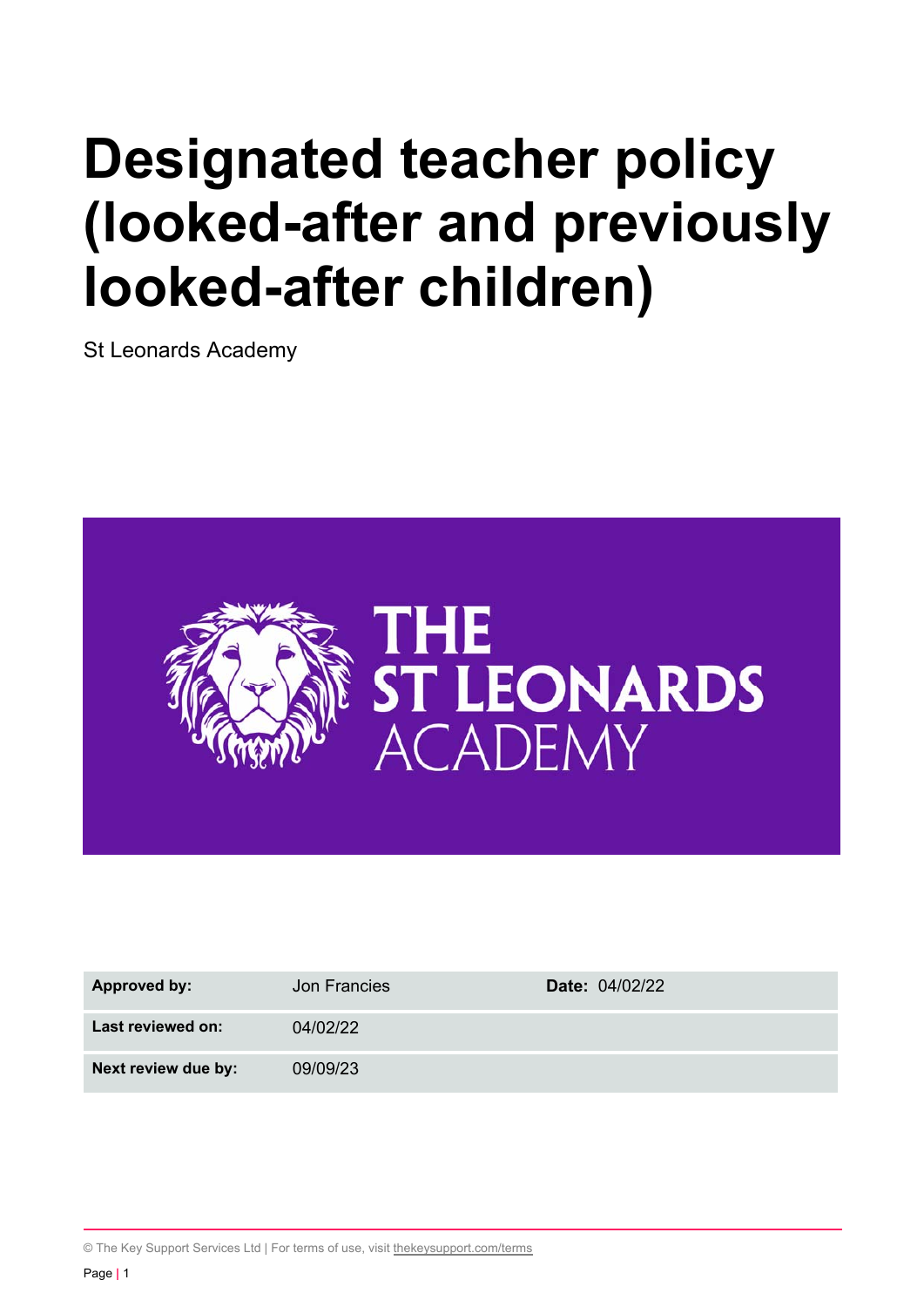# Designated teacher policy (looked-after and previously looked-after children)

St Leonards Academy

| **Approved by:** | Jon Francies | **Date:** 04/02/22 |
|---|---|---|
| **Last reviewed on:** | 04/02/22 | |
| **Next review due by:** | 09/09/23 | |

© The Key Support Services Ltd | For terms of use, visit thekeysupport.com/terms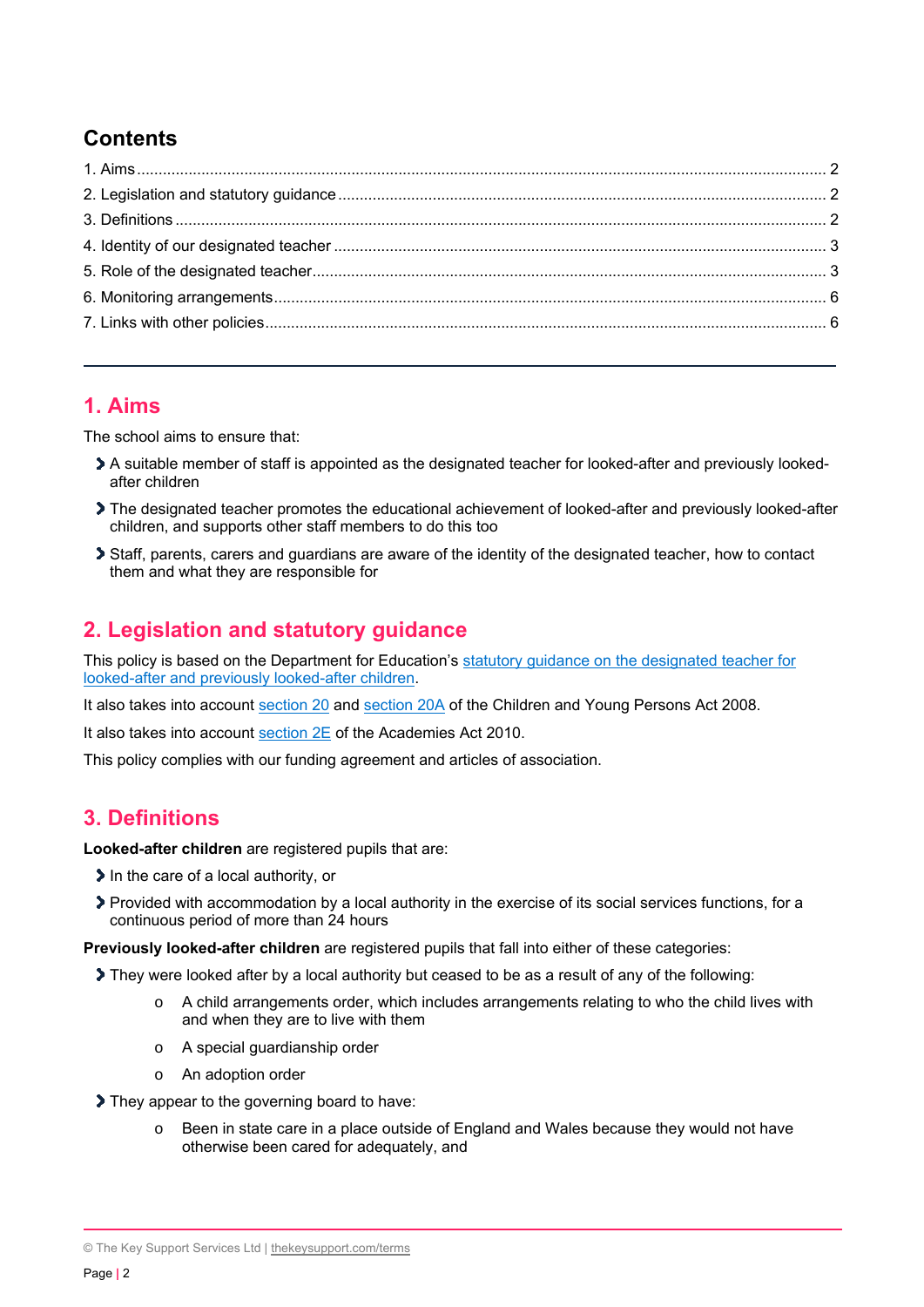## Contents

1. Aims .......... 2
2. Legislation and statutory guidance .......... 2
3. Definitions .......... 2
4. Identity of our designated teacher .......... 3
5. Role of the designated teacher .......... 3
6. Monitoring arrangements .......... 6
7. Links with other policies .......... 6

---

## 1. Aims

The school aims to ensure that:

- A suitable member of staff is appointed as the designated teacher for looked-after and previously looked-after children
- The designated teacher promotes the educational achievement of looked-after and previously looked-after children, and supports other staff members to do this too
- Staff, parents, carers and guardians are aware of the identity of the designated teacher, how to contact them and what they are responsible for

## 2. Legislation and statutory guidance

This policy is based on the Department for Education's statutory guidance on the designated teacher for looked-after and previously looked-after children.

It also takes into account section 20 and section 20A of the Children and Young Persons Act 2008.

It also takes into account section 2E of the Academies Act 2010.

This policy complies with our funding agreement and articles of association.

## 3. Definitions

**Looked-after children** are registered pupils that are:

- In the care of a local authority, or
- Provided with accommodation by a local authority in the exercise of its social services functions, for a continuous period of more than 24 hours

**Previously looked-after children** are registered pupils that fall into either of these categories:

- They were looked after by a local authority but ceased to be as a result of any of the following:
    - A child arrangements order, which includes arrangements relating to who the child lives with and when they are to live with them
    - A special guardianship order
    - An adoption order
- They appear to the governing board to have:
    - Been in state care in a place outside of England and Wales because they would not have otherwise been cared for adequately, and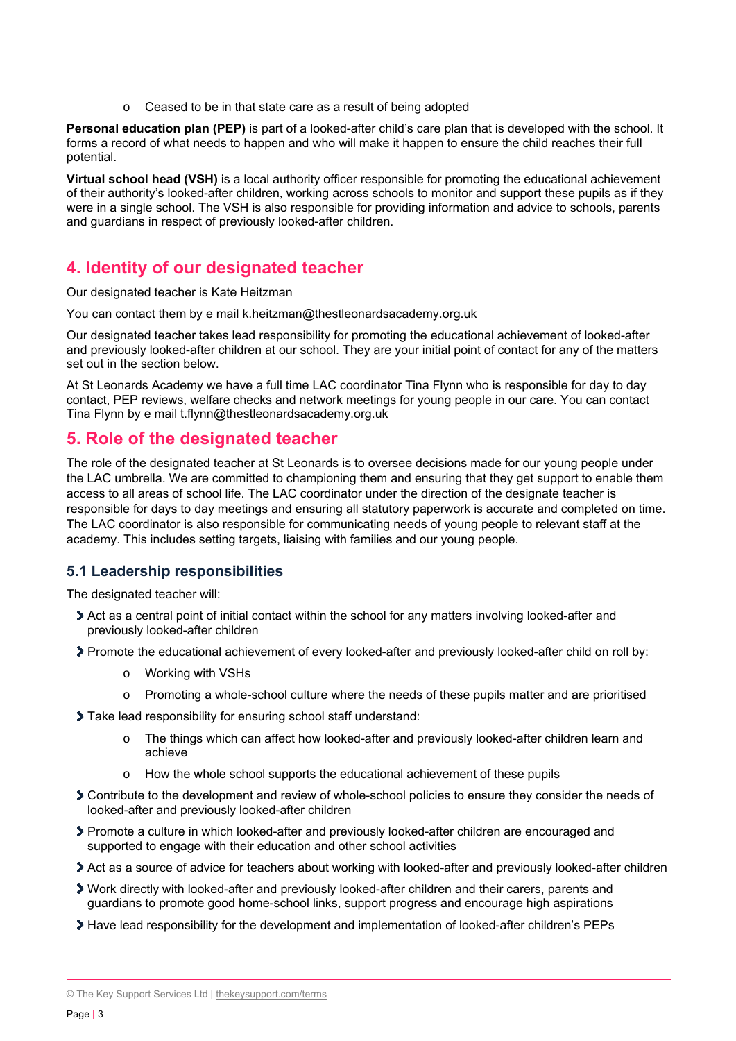- Ceased to be in that state care as a result of being adopted

**Personal education plan (PEP)** is part of a looked-after child's care plan that is developed with the school. It forms a record of what needs to happen and who will make it happen to ensure the child reaches their full potential.

**Virtual school head (VSH)** is a local authority officer responsible for promoting the educational achievement of their authority's looked-after children, working across schools to monitor and support these pupils as if they were in a single school. The VSH is also responsible for providing information and advice to schools, parents and guardians in respect of previously looked-after children.

## 4. Identity of our designated teacher

Our designated teacher is Kate Heitzman

You can contact them by e mail k.heitzman@thestleonardsacademy.org.uk

Our designated teacher takes lead responsibility for promoting the educational achievement of looked-after and previously looked-after children at our school. They are your initial point of contact for any of the matters set out in the section below.

At St Leonards Academy we have a full time LAC coordinator Tina Flynn who is responsible for day to day contact, PEP reviews, welfare checks and network meetings for young people in our care. You can contact Tina Flynn by e mail t.flynn@thestleonardsacademy.org.uk

## 5. Role of the designated teacher

The role of the designated teacher at St Leonards is to oversee decisions made for our young people under the LAC umbrella. We are committed to championing them and ensuring that they get support to enable them access to all areas of school life. The LAC coordinator under the direction of the designate teacher is responsible for days to day meetings and ensuring all statutory paperwork is accurate and completed on time. The LAC coordinator is also responsible for communicating needs of young people to relevant staff at the academy. This includes setting targets, liaising with families and our young people.

### 5.1 Leadership responsibilities

The designated teacher will:

- Act as a central point of initial contact within the school for any matters involving looked-after and previously looked-after children
- Promote the educational achievement of every looked-after and previously looked-after child on roll by:
    - Working with VSHs
    - Promoting a whole-school culture where the needs of these pupils matter and are prioritised
- Take lead responsibility for ensuring school staff understand:
    - The things which can affect how looked-after and previously looked-after children learn and achieve
    - How the whole school supports the educational achievement of these pupils
- Contribute to the development and review of whole-school policies to ensure they consider the needs of looked-after and previously looked-after children
- Promote a culture in which looked-after and previously looked-after children are encouraged and supported to engage with their education and other school activities
- Act as a source of advice for teachers about working with looked-after and previously looked-after children
- Work directly with looked-after and previously looked-after children and their carers, parents and guardians to promote good home-school links, support progress and encourage high aspirations
- Have lead responsibility for the development and implementation of looked-after children's PEPs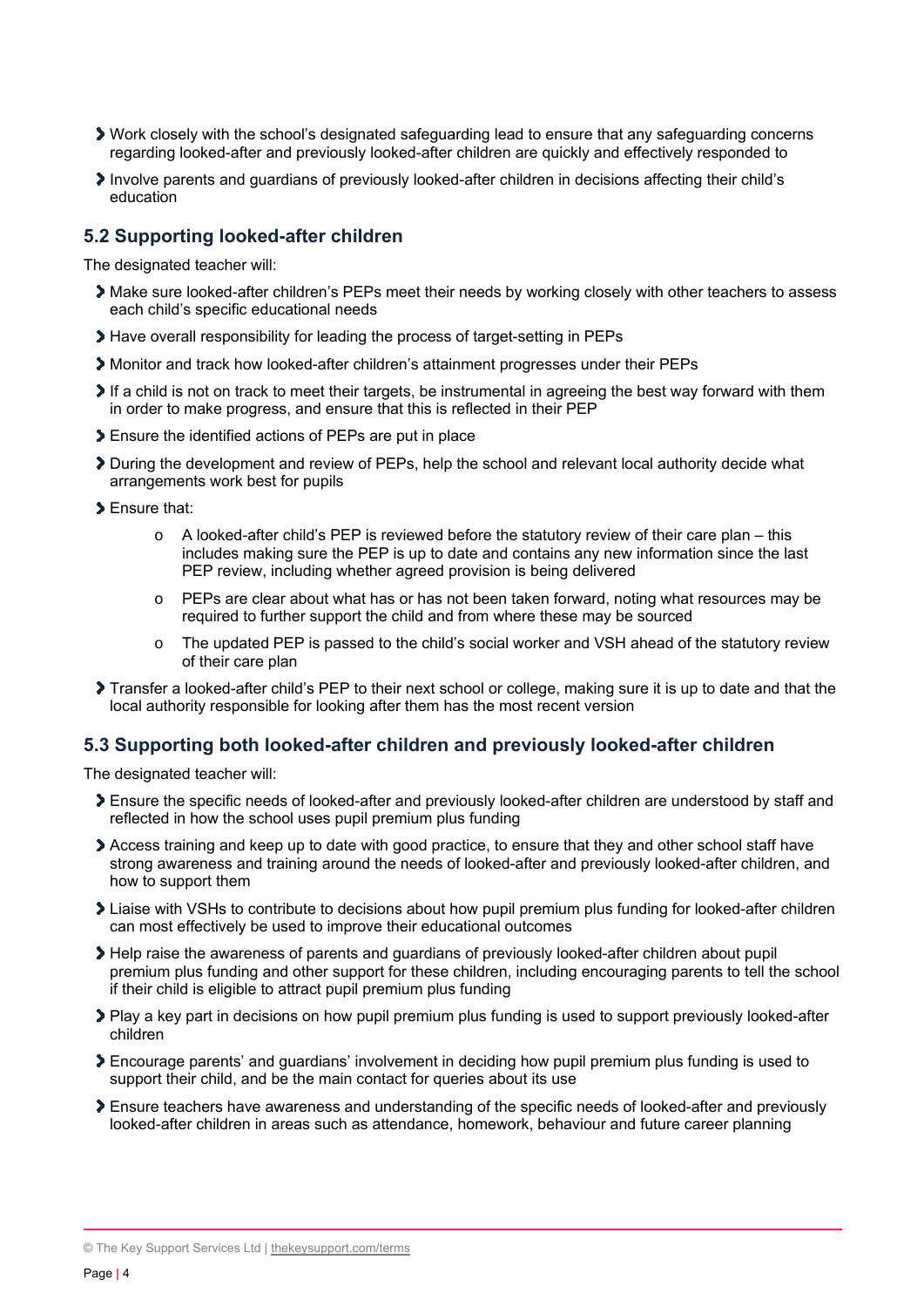- Work closely with the school's designated safeguarding lead to ensure that any safeguarding concerns regarding looked-after and previously looked-after children are quickly and effectively responded to
- Involve parents and guardians of previously looked-after children in decisions affecting their child's education

### 5.2 Supporting looked-after children

The designated teacher will:

- Make sure looked-after children's PEPs meet their needs by working closely with other teachers to assess each child's specific educational needs
- Have overall responsibility for leading the process of target-setting in PEPs
- Monitor and track how looked-after children's attainment progresses under their PEPs
- If a child is not on track to meet their targets, be instrumental in agreeing the best way forward with them in order to make progress, and ensure that this is reflected in their PEP
- Ensure the identified actions of PEPs are put in place
- During the development and review of PEPs, help the school and relevant local authority decide what arrangements work best for pupils
- Ensure that:
    - A looked-after child's PEP is reviewed before the statutory review of their care plan – this includes making sure the PEP is up to date and contains any new information since the last PEP review, including whether agreed provision is being delivered
    - PEPs are clear about what has or has not been taken forward, noting what resources may be required to further support the child and from where these may be sourced
    - The updated PEP is passed to the child's social worker and VSH ahead of the statutory review of their care plan
- Transfer a looked-after child's PEP to their next school or college, making sure it is up to date and that the local authority responsible for looking after them has the most recent version

### 5.3 Supporting both looked-after children and previously looked-after children

The designated teacher will:

- Ensure the specific needs of looked-after and previously looked-after children are understood by staff and reflected in how the school uses pupil premium plus funding
- Access training and keep up to date with good practice, to ensure that they and other school staff have strong awareness and training around the needs of looked-after and previously looked-after children, and how to support them
- Liaise with VSHs to contribute to decisions about how pupil premium plus funding for looked-after children can most effectively be used to improve their educational outcomes
- Help raise the awareness of parents and guardians of previously looked-after children about pupil premium plus funding and other support for these children, including encouraging parents to tell the school if their child is eligible to attract pupil premium plus funding
- Play a key part in decisions on how pupil premium plus funding is used to support previously looked-after children
- Encourage parents' and guardians' involvement in deciding how pupil premium plus funding is used to support their child, and be the main contact for queries about its use
- Ensure teachers have awareness and understanding of the specific needs of looked-after and previously looked-after children in areas such as attendance, homework, behaviour and future career planning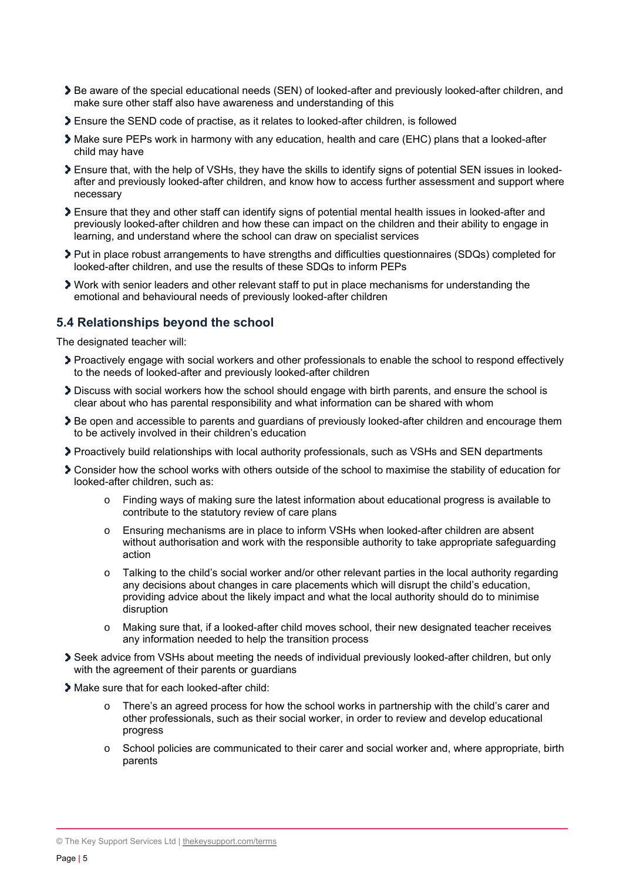- Be aware of the special educational needs (SEN) of looked-after and previously looked-after children, and make sure other staff also have awareness and understanding of this
- Ensure the SEND code of practise, as it relates to looked-after children, is followed
- Make sure PEPs work in harmony with any education, health and care (EHC) plans that a looked-after child may have
- Ensure that, with the help of VSHs, they have the skills to identify signs of potential SEN issues in looked-after and previously looked-after children, and know how to access further assessment and support where necessary
- Ensure that they and other staff can identify signs of potential mental health issues in looked-after and previously looked-after children and how these can impact on the children and their ability to engage in learning, and understand where the school can draw on specialist services
- Put in place robust arrangements to have strengths and difficulties questionnaires (SDQs) completed for looked-after children, and use the results of these SDQs to inform PEPs
- Work with senior leaders and other relevant staff to put in place mechanisms for understanding the emotional and behavioural needs of previously looked-after children

### 5.4 Relationships beyond the school

The designated teacher will:

- Proactively engage with social workers and other professionals to enable the school to respond effectively to the needs of looked-after and previously looked-after children
- Discuss with social workers how the school should engage with birth parents, and ensure the school is clear about who has parental responsibility and what information can be shared with whom
- Be open and accessible to parents and guardians of previously looked-after children and encourage them to be actively involved in their children's education
- Proactively build relationships with local authority professionals, such as VSHs and SEN departments
- Consider how the school works with others outside of the school to maximise the stability of education for looked-after children, such as:
  - Finding ways of making sure the latest information about educational progress is available to contribute to the statutory review of care plans
  - Ensuring mechanisms are in place to inform VSHs when looked-after children are absent without authorisation and work with the responsible authority to take appropriate safeguarding action
  - Talking to the child's social worker and/or other relevant parties in the local authority regarding any decisions about changes in care placements which will disrupt the child's education, providing advice about the likely impact and what the local authority should do to minimise disruption
  - Making sure that, if a looked-after child moves school, their new designated teacher receives any information needed to help the transition process
- Seek advice from VSHs about meeting the needs of individual previously looked-after children, but only with the agreement of their parents or guardians
- Make sure that for each looked-after child:
  - There's an agreed process for how the school works in partnership with the child's carer and other professionals, such as their social worker, in order to review and develop educational progress
  - School policies are communicated to their carer and social worker and, where appropriate, birth parents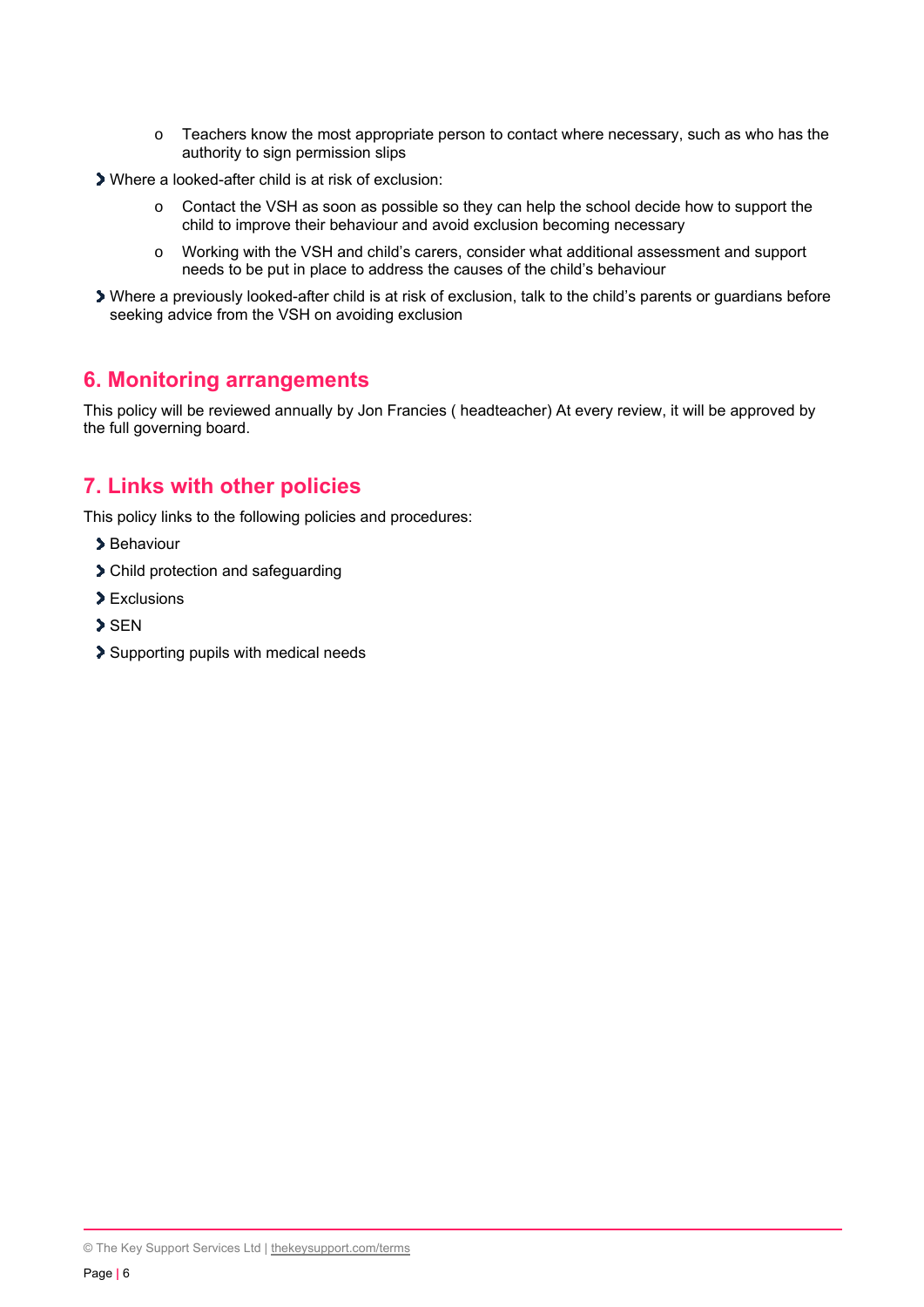- Teachers know the most appropriate person to contact where necessary, such as who has the authority to sign permission slips

- Where a looked-after child is at risk of exclusion:
  - Contact the VSH as soon as possible so they can help the school decide how to support the child to improve their behaviour and avoid exclusion becoming necessary
  - Working with the VSH and child's carers, consider what additional assessment and support needs to be put in place to address the causes of the child's behaviour

- Where a previously looked-after child is at risk of exclusion, talk to the child's parents or guardians before seeking advice from the VSH on avoiding exclusion

## 6. Monitoring arrangements

This policy will be reviewed annually by Jon Francies ( headteacher) At every review, it will be approved by the full governing board.

## 7. Links with other policies

This policy links to the following policies and procedures:

- Behaviour
- Child protection and safeguarding
- Exclusions
- SEN
- Supporting pupils with medical needs

© The Key Support Services Ltd | thekeysupport.com/terms